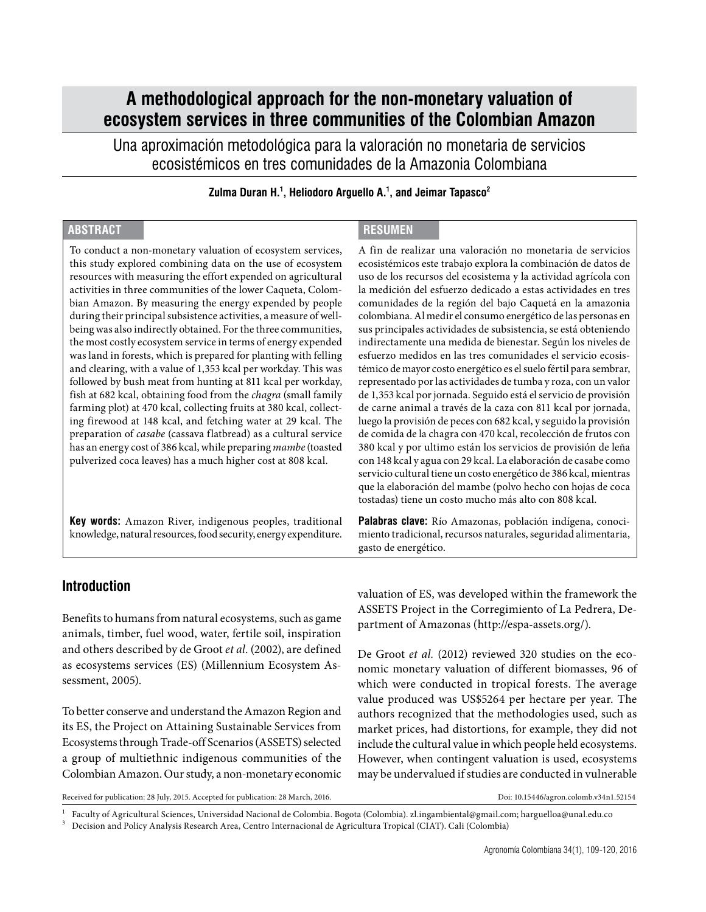# A methodological approach for the non-monetary valuation of ecosystem services in three communities of the Colombian Amazon

## Una aproximación metodológica para la valoración no monetaria de servicios ecosistémicos en tres comunidades de la Amazonia Colombiana

**Zulma Duran H.[1], Heliodoro Arguello A.[1], and Jeimar Tapasco[2]**

### ABSTRACT

To conduct a non-monetary valuation of ecosystem services, this study explored combining data on the use of ecosystem resources with measuring the effort expended on agricultural activities in three communities of the lower Caqueta, Colombian Amazon. By measuring the energy expended by people during their principal subsistence activities, a measure of well-being was also indirectly obtained. For the three communities, the most costly ecosystem service in terms of energy expended was land in forests, which is prepared for planting with felling and clearing, with a value of 1,353 kcal per workday. This was followed by bush meat from hunting at 811 kcal per workday, fish at 682 kcal, obtaining food from the *chagra* (small family farming plot) at 470 kcal, collecting fruits at 380 kcal, collecting firewood at 148 kcal, and fetching water at 29 kcal. The preparation of *casabe* (cassava flatbread) as a cultural service has an energy cost of 386 kcal, while preparing *mambe* (toasted pulverized coca leaves) has a much higher cost at 808 kcal.

**Key words:** Amazon River, indigenous peoples, traditional knowledge, natural resources, food security, energy expenditure.

### RESUMEN

A fin de realizar una valoración no monetaria de servicios ecosistémicos este trabajo explora la combinación de datos de uso de los recursos del ecosistema y la actividad agrícola con la medición del esfuerzo dedicado a estas actividades en tres comunidades de la región del bajo Caquetá en la amazonia colombiana. Al medir el consumo energético de las personas en sus principales actividades de subsistencia, se está obteniendo indirectamente una medida de bienestar. Según los niveles de esfuerzo medidos en las tres comunidades el servicio ecosistémico de mayor costo energético es el suelo fértil para sembrar, representado por las actividades de tumba y roza, con un valor de 1,353 kcal por jornada. Seguido está el servicio de provisión de carne animal a través de la caza con 811 kcal por jornada, luego la provisión de peces con 682 kcal, y seguido la provisión de comida de la chagra con 470 kcal, recolección de frutos con 380 kcal y por ultimo están los servicios de provisión de leña con 148 kcal y agua con 29 kcal. La elaboración de casabe como servicio cultural tiene un costo energético de 386 kcal, mientras que la elaboración del mambe (polvo hecho con hojas de coca tostadas) tiene un costo mucho más alto con 808 kcal.

**Palabras clave:** Río Amazonas, población indígena, conocimiento tradicional, recursos naturales, seguridad alimentaria, gasto de energético.

## Introduction

Benefits to humans from natural ecosystems, such as game animals, timber, fuel wood, water, fertile soil, inspiration and others described by de Groot *et al*. (2002), are defined as ecosystems services (ES) (Millennium Ecosystem Assessment, 2005).

To better conserve and understand the Amazon Region and its ES, the Project on Attaining Sustainable Services from Ecosystems through Trade-off Scenarios (ASSETS) selected a group of multiethnic indigenous communities of the Colombian Amazon. Our study, a non-monetary economic valuation of ES, was developed within the framework the ASSETS Project in the Corregimiento of La Pedrera, Department of Amazonas (http://espa-assets.org/).

De Groot *et al.* (2012) reviewed 320 studies on the economic monetary valuation of different biomasses, 96 of which were conducted in tropical forests. The average value produced was US$5264 per hectare per year. The authors recognized that the methodologies used, such as market prices, had distortions, for example, they did not include the cultural value in which people held ecosystems. However, when contingent valuation is used, ecosystems may be undervalued if studies are conducted in vulnerable

Received for publication: 28 July, 2015. Accepted for publication: 28 March, 2016.

Doi: 10.15446/agron.colomb.v34n1.52154

[1] Faculty of Agricultural Sciences, Universidad Nacional de Colombia. Bogota (Colombia). zl.ingambiental@gmail.com; harguelloa@unal.edu.co

[3] Decision and Policy Analysis Research Area, Centro Internacional de Agricultura Tropical (CIAT). Cali (Colombia)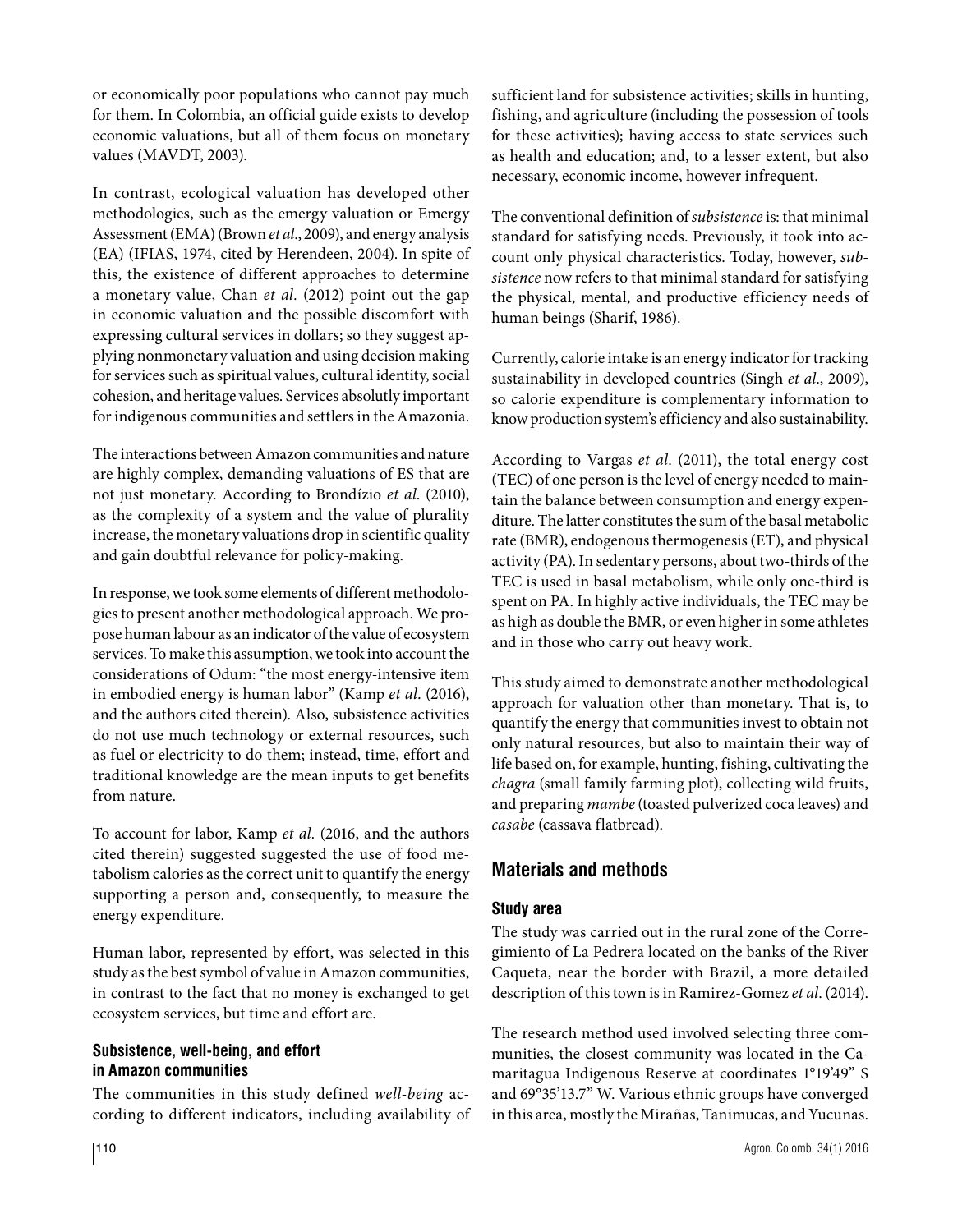or economically poor populations who cannot pay much for them. In Colombia, an official guide exists to develop economic valuations, but all of them focus on monetary values (MAVDT, 2003).

In contrast, ecological valuation has developed other methodologies, such as the emergy valuation or Emergy Assessment (EMA) (Brown *et al*., 2009), and energy analysis (EA) (IFIAS, 1974, cited by Herendeen, 2004). In spite of this, the existence of different approaches to determine a monetary value, Chan *et al.* (2012) point out the gap in economic valuation and the possible discomfort with expressing cultural services in dollars; so they suggest applying nonmonetary valuation and using decision making for services such as spiritual values, cultural identity, social cohesion, and heritage values. Services absolutly important for indigenous communities and settlers in the Amazonia.

The interactions between Amazon communities and nature are highly complex, demanding valuations of ES that are not just monetary. According to Brondízio *et al.* (2010), as the complexity of a system and the value of plurality increase, the monetary valuations drop in scientific quality and gain doubtful relevance for policy-making.

In response, we took some elements of different methodologies to present another methodological approach. We propose human labour as an indicator of the value of ecosystem services. To make this assumption, we took into account the considerations of Odum: "the most energy-intensive item in embodied energy is human labor" (Kamp *et al.* (2016), and the authors cited therein). Also, subsistence activities do not use much technology or external resources, such as fuel or electricity to do them; instead, time, effort and traditional knowledge are the mean inputs to get benefits from nature.

To account for labor, Kamp *et al.* (2016, and the authors cited therein) suggested suggested the use of food metabolism calories as the correct unit to quantify the energy supporting a person and, consequently, to measure the energy expenditure.

Human labor, represented by effort, was selected in this study as the best symbol of value in Amazon communities, in contrast to the fact that no money is exchanged to get ecosystem services, but time and effort are.

### Subsistence, well-being, and effort in Amazon communities

The communities in this study defined *well-being* according to different indicators, including availability of sufficient land for subsistence activities; skills in hunting, fishing, and agriculture (including the possession of tools for these activities); having access to state services such as health and education; and, to a lesser extent, but also necessary, economic income, however infrequent.

The conventional definition of *subsistence* is: that minimal standard for satisfying needs. Previously, it took into account only physical characteristics. Today, however, *subsistence* now refers to that minimal standard for satisfying the physical, mental, and productive efficiency needs of human beings (Sharif, 1986).

Currently, calorie intake is an energy indicator for tracking sustainability in developed countries (Singh *et al*., 2009), so calorie expenditure is complementary information to know production system's efficiency and also sustainability.

According to Vargas *et al*. (2011), the total energy cost (TEC) of one person is the level of energy needed to maintain the balance between consumption and energy expenditure. The latter constitutes the sum of the basal metabolic rate (BMR), endogenous thermogenesis (ET), and physical activity (PA). In sedentary persons, about two-thirds of the TEC is used in basal metabolism, while only one-third is spent on PA. In highly active individuals, the TEC may be as high as double the BMR, or even higher in some athletes and in those who carry out heavy work.

This study aimed to demonstrate another methodological approach for valuation other than monetary. That is, to quantify the energy that communities invest to obtain not only natural resources, but also to maintain their way of life based on, for example, hunting, fishing, cultivating the *chagra* (small family farming plot), collecting wild fruits, and preparing *mambe* (toasted pulverized coca leaves) and *casabe* (cassava flatbread).

## Materials and methods

### Study area

The study was carried out in the rural zone of the Corregimiento of La Pedrera located on the banks of the River Caqueta, near the border with Brazil, a more detailed description of this town is in Ramirez-Gomez *et al*. (2014).

The research method used involved selecting three communities, the closest community was located in the Camaritagua Indigenous Reserve at coordinates 1°19'49" S and 69°35'13.7" W. Various ethnic groups have converged in this area, mostly the Mirañas, Tanimucas, and Yucunas.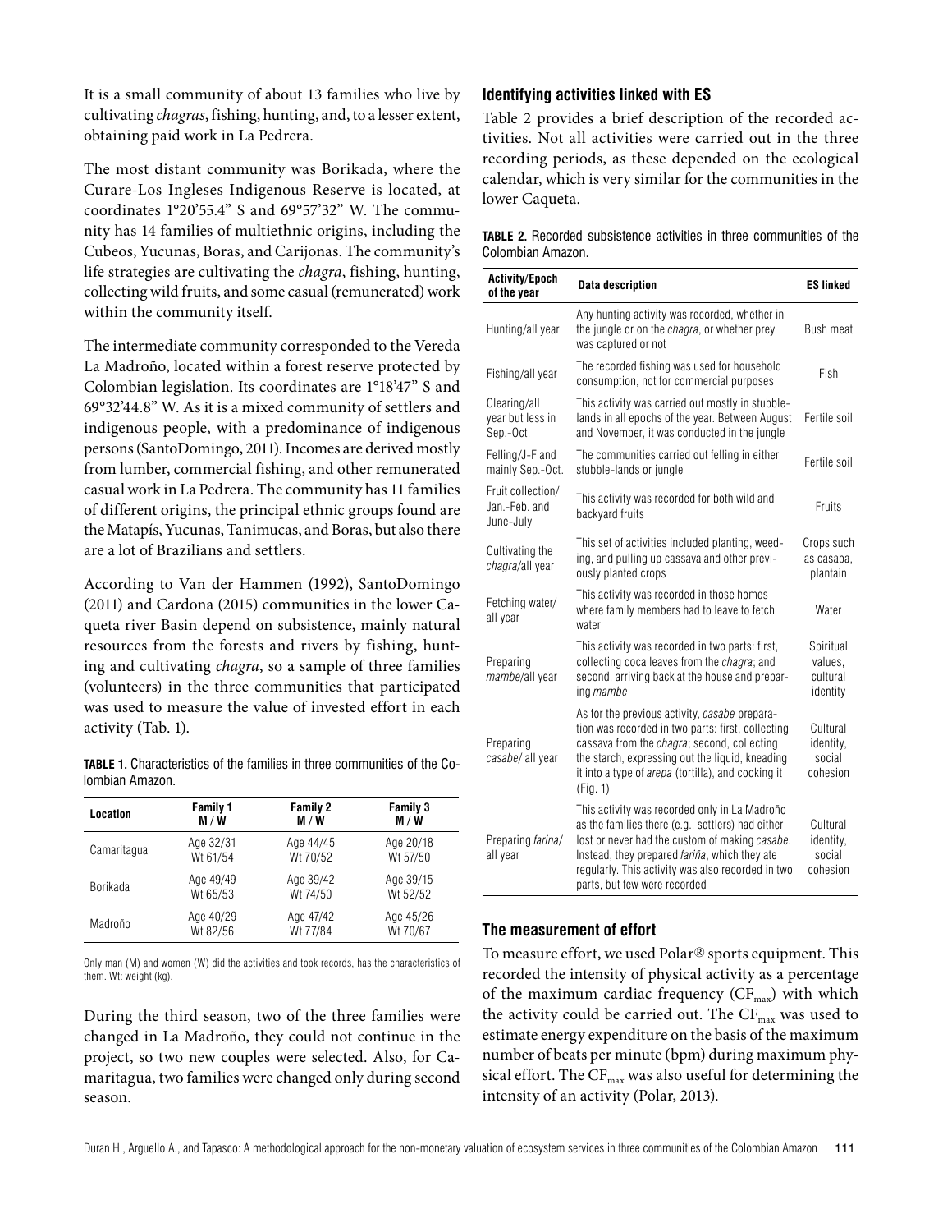It is a small community of about 13 families who live by cultivating *chagras*, fishing, hunting, and, to a lesser extent, obtaining paid work in La Pedrera.

The most distant community was Borikada, where the Curare-Los Ingleses Indigenous Reserve is located, at coordinates 1°20'55.4" S and 69°57'32" W. The community has 14 families of multiethnic origins, including the Cubeos, Yucunas, Boras, and Carijonas. The community's life strategies are cultivating the *chagra*, fishing, hunting, collecting wild fruits, and some casual (remunerated) work within the community itself.

The intermediate community corresponded to the Vereda La Madroño, located within a forest reserve protected by Colombian legislation. Its coordinates are 1°18'47" S and 69°32'44.8" W. As it is a mixed community of settlers and indigenous people, with a predominance of indigenous persons (SantoDomingo, 2011). Incomes are derived mostly from lumber, commercial fishing, and other remunerated casual work in La Pedrera. The community has 11 families of different origins, the principal ethnic groups found are the Matapís, Yucunas, Tanimucas, and Boras, but also there are a lot of Brazilians and settlers.

According to Van der Hammen (1992), SantoDomingo (2011) and Cardona (2015) communities in the lower Caqueta river Basin depend on subsistence, mainly natural resources from the forests and rivers by fishing, hunting and cultivating *chagra*, so a sample of three families (volunteers) in the three communities that participated was used to measure the value of invested effort in each activity (Tab. 1).

**TABLE 1.** Characteristics of the families in three communities of the Colombian Amazon.

| Location | Family 1 M / W | Family 2 M / W | Family 3 M / W |
|---|---|---|---|
| Camaritagua | Age 32/31<br>Wt 61/54 | Age 44/45<br>Wt 70/52 | Age 20/18<br>Wt 57/50 |
| Borikada | Age 49/49<br>Wt 65/53 | Age 39/42<br>Wt 74/50 | Age 39/15<br>Wt 52/52 |
| Madroño | Age 40/29<br>Wt 82/56 | Age 47/42<br>Wt 77/84 | Age 45/26<br>Wt 70/67 |

Only man (M) and women (W) did the activities and took records, has the characteristics of them. Wt: weight (kg).

During the third season, two of the three families were changed in La Madroño, they could not continue in the project, so two new couples were selected. Also, for Camaritagua, two families were changed only during second season.

## Identifying activities linked with ES

Table 2 provides a brief description of the recorded activities. Not all activities were carried out in the three recording periods, as these depended on the ecological calendar, which is very similar for the communities in the lower Caqueta.

**TABLE 2.** Recorded subsistence activities in three communities of the Colombian Amazon.

| Activity/Epoch of the year | Data description | ES linked |
|---|---|---|
| Hunting/all year | Any hunting activity was recorded, whether in the jungle or on the *chagra*, or whether prey was captured or not | Bush meat |
| Fishing/all year | The recorded fishing was used for household consumption, not for commercial purposes | Fish |
| Clearing/all year but less in Sep.-Oct. | This activity was carried out mostly in stubble-lands in all epochs of the year. Between August and November, it was conducted in the jungle | Fertile soil |
| Felling/J-F and mainly Sep.-Oct. | The communities carried out felling in either stubble-lands or jungle | Fertile soil |
| Fruit collection/ Jan.-Feb. and June-July | This activity was recorded for both wild and backyard fruits | Fruits |
| Cultivating the *chagra*/all year | This set of activities included planting, weeding, and pulling up cassava and other previously planted crops | Crops such as casaba, plantain |
| Fetching water/ all year | This activity was recorded in those homes where family members had to leave to fetch water | Water |
| Preparing *mambe*/all year | This activity was recorded in two parts: first, collecting coca leaves from the *chagra*; and second, arriving back at the house and preparing *mambe* | Spiritual values, cultural identity |
| Preparing *casabe*/ all year | As for the previous activity, *casabe* preparation was recorded in two parts: first, collecting cassava from the *chagra*; second, collecting the starch, expressing out the liquid, kneading it into a type of *arepa* (tortilla), and cooking it (Fig. 1) | Cultural identity, social cohesion |
| Preparing *farina*/ all year | This activity was recorded only in La Madroño as the families there (e.g., settlers) had either lost or never had the custom of making *casabe*. Instead, they prepared *fariña*, which they ate regularly. This activity was also recorded in two parts, but few were recorded | Cultural identity, social cohesion |

## The measurement of effort

To measure effort, we used Polar® sports equipment. This recorded the intensity of physical activity as a percentage of the maximum cardiac frequency ($CF_{max}$) with which the activity could be carried out. The $CF_{max}$ was used to estimate energy expenditure on the basis of the maximum number of beats per minute (bpm) during maximum physical effort. The $CF_{max}$ was also useful for determining the intensity of an activity (Polar, 2013).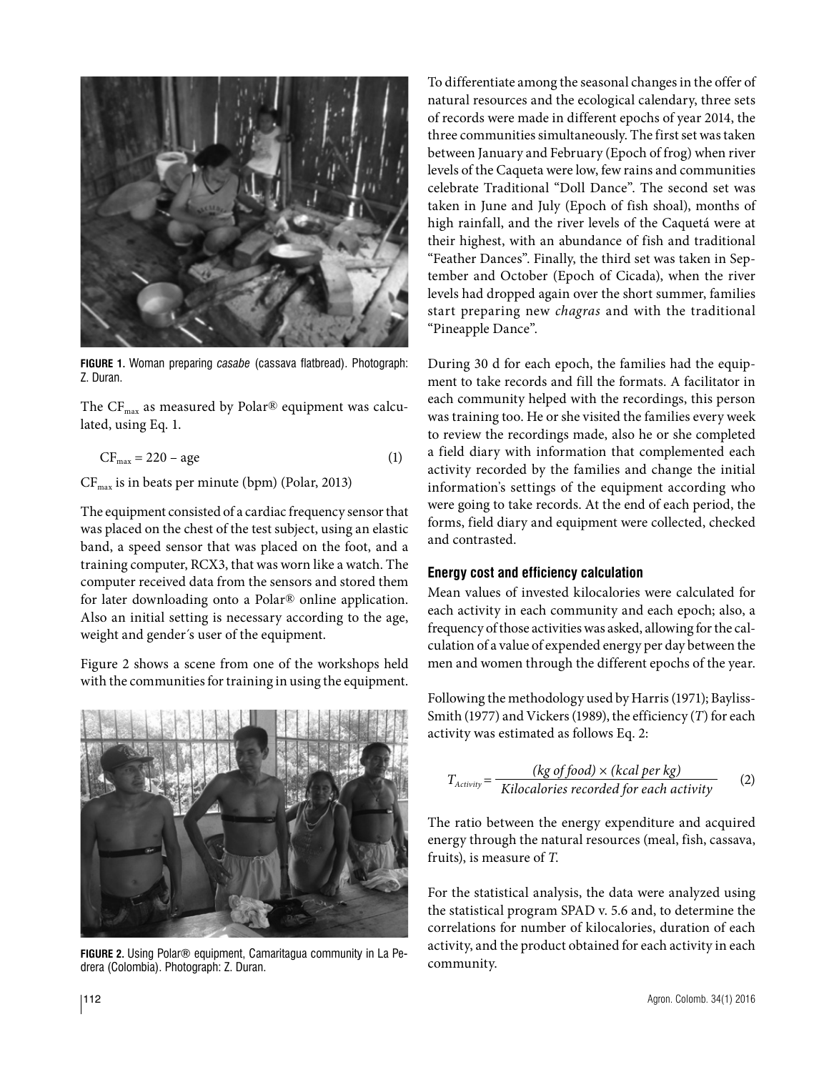FIGURE 1. Woman preparing *casabe* (cassava flatbread). Photograph: Z. Duran.

The $CF_{max}$ as measured by Polar® equipment was calculated, using Eq. 1.

$$CF_{max} = 220 - \text{age} \quad (1)$$

$CF_{max}$ is in beats per minute (bpm) (Polar, 2013)

The equipment consisted of a cardiac frequency sensor that was placed on the chest of the test subject, using an elastic band, a speed sensor that was placed on the foot, and a training computer, RCX3, that was worn like a watch. The computer received data from the sensors and stored them for later downloading onto a Polar® online application. Also an initial setting is necessary according to the age, weight and gender´s user of the equipment.

Figure 2 shows a scene from one of the workshops held with the communities for training in using the equipment.

FIGURE 2. Using Polar® equipment, Camaritagua community in La Pedrera (Colombia). Photograph: Z. Duran.

To differentiate among the seasonal changes in the offer of natural resources and the ecological calendary, three sets of records were made in different epochs of year 2014, the three communities simultaneously. The first set was taken between January and February (Epoch of frog) when river levels of the Caqueta were low, few rains and communities celebrate Traditional "Doll Dance". The second set was taken in June and July (Epoch of fish shoal), months of high rainfall, and the river levels of the Caquetá were at their highest, with an abundance of fish and traditional "Feather Dances". Finally, the third set was taken in September and October (Epoch of Cicada), when the river levels had dropped again over the short summer, families start preparing new *chagras* and with the traditional "Pineapple Dance".

During 30 d for each epoch, the families had the equipment to take records and fill the formats. A facilitator in each community helped with the recordings, this person was training too. He or she visited the families every week to review the recordings made, also he or she completed a field diary with information that complemented each activity recorded by the families and change the initial information's settings of the equipment according who were going to take records. At the end of each period, the forms, field diary and equipment were collected, checked and contrasted.

### Energy cost and efficiency calculation

Mean values of invested kilocalories were calculated for each activity in each community and each epoch; also, a frequency of those activities was asked, allowing for the calculation of a value of expended energy per day between the men and women through the different epochs of the year.

Following the methodology used by Harris (1971); Bayliss-Smith (1977) and Vickers (1989), the efficiency ($T$) for each activity was estimated as follows Eq. 2:

$$T_{Activity} = \frac{(kg\ of\ food) \times (kcal\ per\ kg)}{Kilocalories\ recorded\ for\ each\ activity} \quad (2)$$

The ratio between the energy expenditure and acquired energy through the natural resources (meal, fish, cassava, fruits), is measure of $T$.

For the statistical analysis, the data were analyzed using the statistical program SPAD v. 5.6 and, to determine the correlations for number of kilocalories, duration of each activity, and the product obtained for each activity in each community.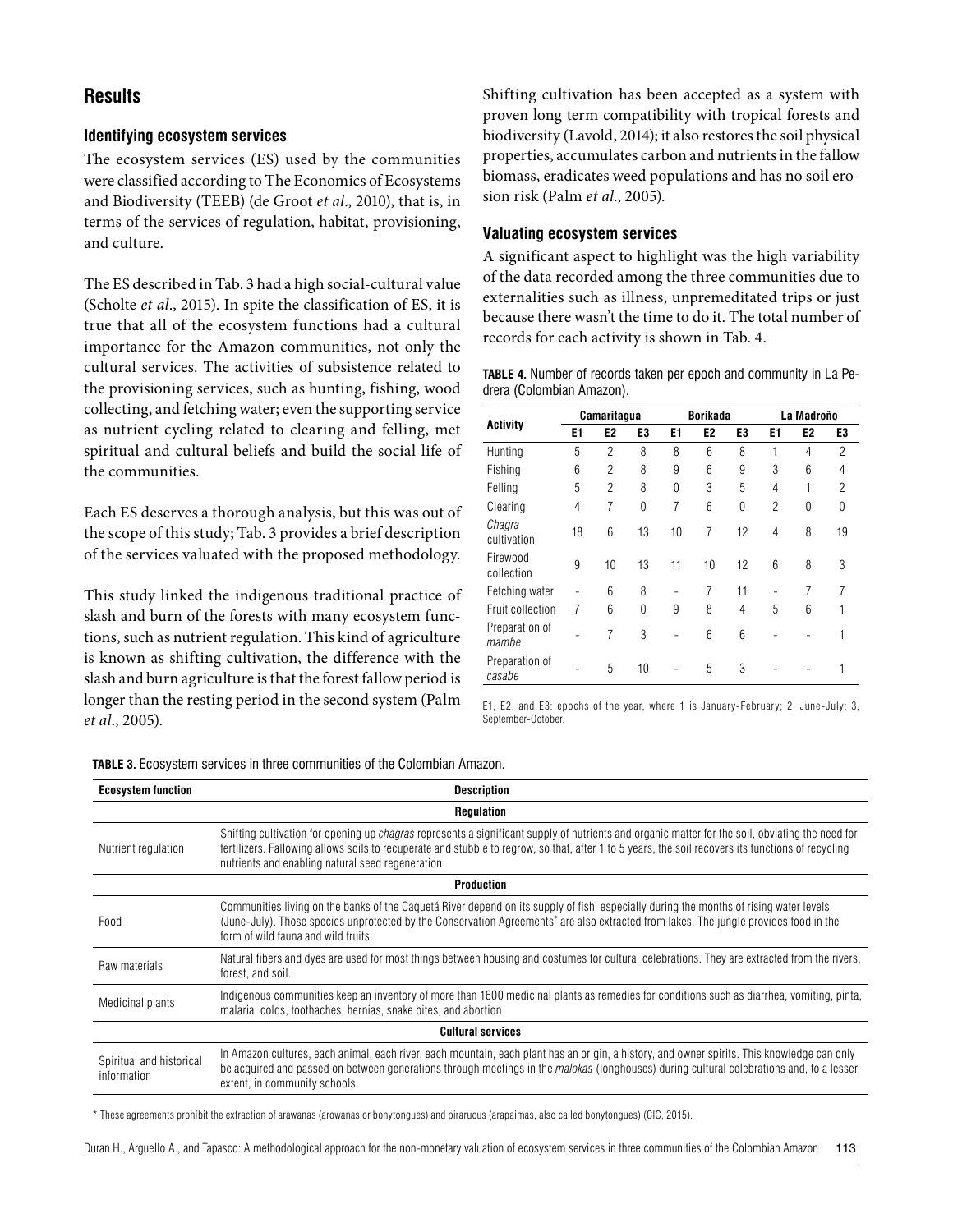## Results

### Identifying ecosystem services

The ecosystem services (ES) used by the communities were classified according to The Economics of Ecosystems and Biodiversity (TEEB) (de Groot *et al*., 2010), that is, in terms of the services of regulation, habitat, provisioning, and culture.

The ES described in Tab. 3 had a high social-cultural value (Scholte *et al*., 2015). In spite the classification of ES, it is true that all of the ecosystem functions had a cultural importance for the Amazon communities, not only the cultural services. The activities of subsistence related to the provisioning services, such as hunting, fishing, wood collecting, and fetching water; even the supporting service as nutrient cycling related to clearing and felling, met spiritual and cultural beliefs and build the social life of the communities.

Each ES deserves a thorough analysis, but this was out of the scope of this study; Tab. 3 provides a brief description of the services valuated with the proposed methodology.

This study linked the indigenous traditional practice of slash and burn of the forests with many ecosystem functions, such as nutrient regulation. This kind of agriculture is known as shifting cultivation, the difference with the slash and burn agriculture is that the forest fallow period is longer than the resting period in the second system (Palm *et al*., 2005).

Shifting cultivation has been accepted as a system with proven long term compatibility with tropical forests and biodiversity (Lavold, 2014); it also restores the soil physical properties, accumulates carbon and nutrients in the fallow biomass, eradicates weed populations and has no soil erosion risk (Palm *et al*., 2005).

### Valuating ecosystem services

A significant aspect to highlight was the high variability of the data recorded among the three communities due to externalities such as illness, unpremeditated trips or just because there wasn't the time to do it. The total number of records for each activity is shown in Tab. 4.

**TABLE 4.** Number of records taken per epoch and community in La Pedrera (Colombian Amazon).

| Activity | Camaritagua | | | Borikada | | | La Madroño | | |
|---|---|---|---|---|---|---|---|---|---|
| | E1 | E2 | E3 | E1 | E2 | E3 | E1 | E2 | E3 |
| Hunting | 5 | 2 | 8 | 8 | 6 | 8 | 1 | 4 | 2 |
| Fishing | 6 | 2 | 8 | 9 | 6 | 9 | 3 | 6 | 4 |
| Felling | 5 | 2 | 8 | 0 | 3 | 5 | 4 | 1 | 2 |
| Clearing | 4 | 7 | 0 | 7 | 6 | 0 | 2 | 0 | 0 |
| *Chagra* cultivation | 18 | 6 | 13 | 10 | 7 | 12 | 4 | 8 | 19 |
| Firewood collection | 9 | 10 | 13 | 11 | 10 | 12 | 6 | 8 | 3 |
| Fetching water | - | 6 | 8 | - | 7 | 11 | - | 7 | 7 |
| Fruit collection | 7 | 6 | 0 | 9 | 8 | 4 | 5 | 6 | 1 |
| Preparation of *mambe* | - | 7 | 3 | - | 6 | 6 | - | - | 1 |
| Preparation of *casabe* | - | 5 | 10 | - | 5 | 3 | - | - | 1 |

E1, E2, and E3: epochs of the year, where 1 is January-February; 2, June-July; 3, September-October.

**TABLE 3.** Ecosystem services in three communities of the Colombian Amazon.

| Ecosystem function | Description |
|---|---|
| **Regulation** | |
| Nutrient regulation | Shifting cultivation for opening up *chagras* represents a significant supply of nutrients and organic matter for the soil, obviating the need for fertilizers. Fallowing allows soils to recuperate and stubble to regrow, so that, after 1 to 5 years, the soil recovers its functions of recycling nutrients and enabling natural seed regeneration |
| **Production** | |
| Food | Communities living on the banks of the Caquetá River depend on its supply of fish, especially during the months of rising water levels (June-July). Those species unprotected by the Conservation Agreements* are also extracted from lakes. The jungle provides food in the form of wild fauna and wild fruits. |
| Raw materials | Natural fibers and dyes are used for most things between housing and costumes for cultural celebrations. They are extracted from the rivers, forest, and soil. |
| Medicinal plants | Indigenous communities keep an inventory of more than 1600 medicinal plants as remedies for conditions such as diarrhea, vomiting, pinta, malaria, colds, toothaches, hernias, snake bites, and abortion |
| **Cultural services** | |
| Spiritual and historical information | In Amazon cultures, each animal, each river, each mountain, each plant has an origin, a history, and owner spirits. This knowledge can only be acquired and passed on between generations through meetings in the *malokas* (longhouses) during cultural celebrations and, to a lesser extent, in community schools |

* These agreements prohibit the extraction of arawanas (arowanas or bonytongues) and pirarucus (arapaimas, also called bonytongues) (CIC, 2015).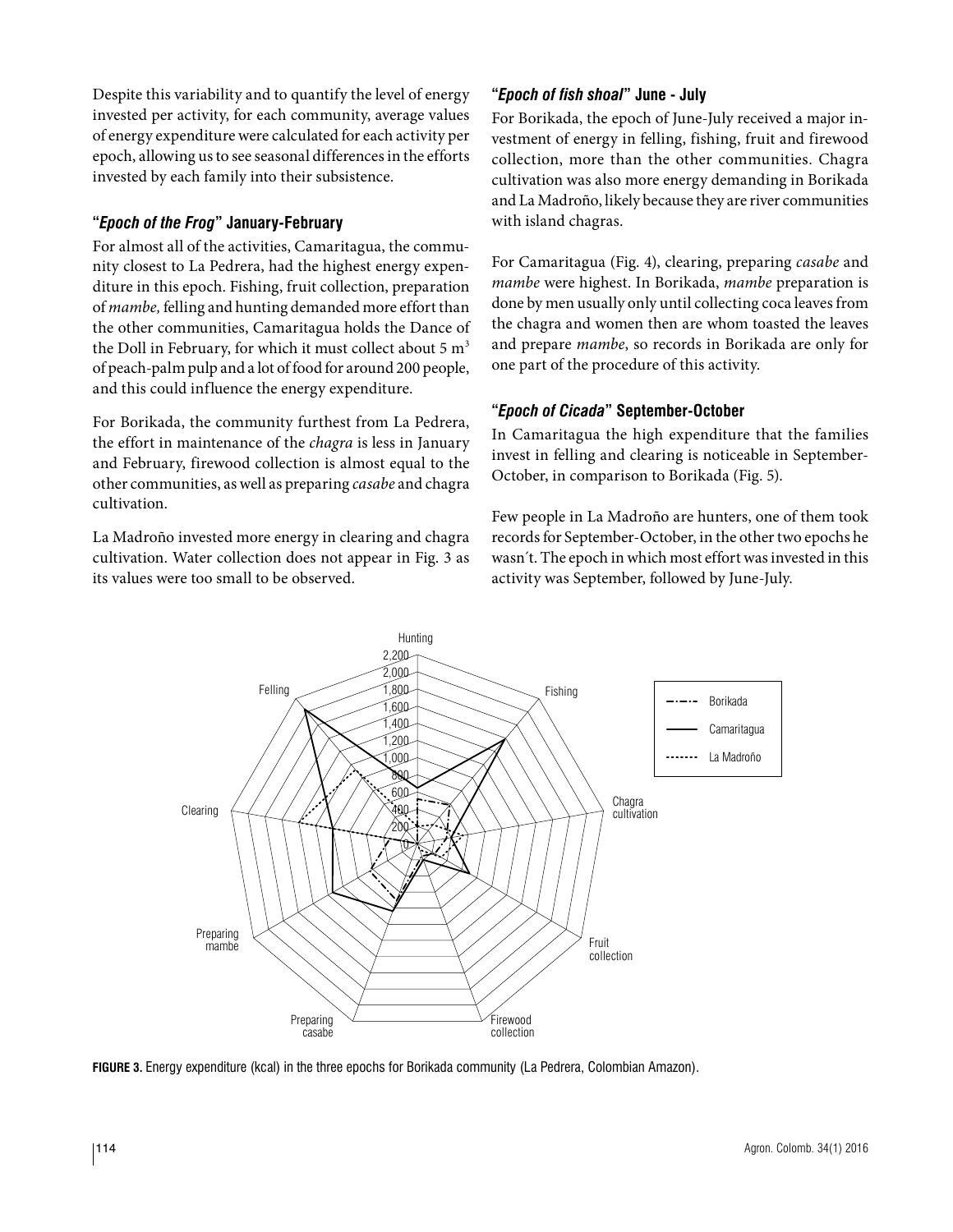Despite this variability and to quantify the level of energy invested per activity, for each community, average values of energy expenditure were calculated for each activity per epoch, allowing us to see seasonal differences in the efforts invested by each family into their subsistence.

### "*Epoch of the Frog*" January-February

For almost all of the activities, Camaritagua, the community closest to La Pedrera, had the highest energy expenditure in this epoch. Fishing, fruit collection, preparation of *mambe,* felling and hunting demanded more effort than the other communities, Camaritagua holds the Dance of the Doll in February, for which it must collect about 5 $m^3$ of peach-palm pulp and a lot of food for around 200 people, and this could influence the energy expenditure.

For Borikada, the community furthest from La Pedrera, the effort in maintenance of the *chagra* is less in January and February, firewood collection is almost equal to the other communities, as well as preparing *casabe* and chagra cultivation.

La Madroño invested more energy in clearing and chagra cultivation. Water collection does not appear in Fig. 3 as its values were too small to be observed.

### "*Epoch of fish shoal*" June - July

For Borikada, the epoch of June-July received a major investment of energy in felling, fishing, fruit and firewood collection, more than the other communities. Chagra cultivation was also more energy demanding in Borikada and La Madroño, likely because they are river communities with island chagras.

For Camaritagua (Fig. 4), clearing, preparing *casabe* and *mambe* were highest. In Borikada, *mambe* preparation is done by men usually only until collecting coca leaves from the chagra and women then are whom toasted the leaves and prepare *mambe*, so records in Borikada are only for one part of the procedure of this activity.

### "*Epoch of Cicada*" September-October

In Camaritagua the high expenditure that the families invest in felling and clearing is noticeable in September-October, in comparison to Borikada (Fig. 5).

Few people in La Madroño are hunters, one of them took records for September-October, in the other two epochs he wasn´t. The epoch in which most effort was invested in this activity was September, followed by June-July.

**FIGURE 3.** Energy expenditure (kcal) in the three epochs for Borikada community (La Pedrera, Colombian Amazon).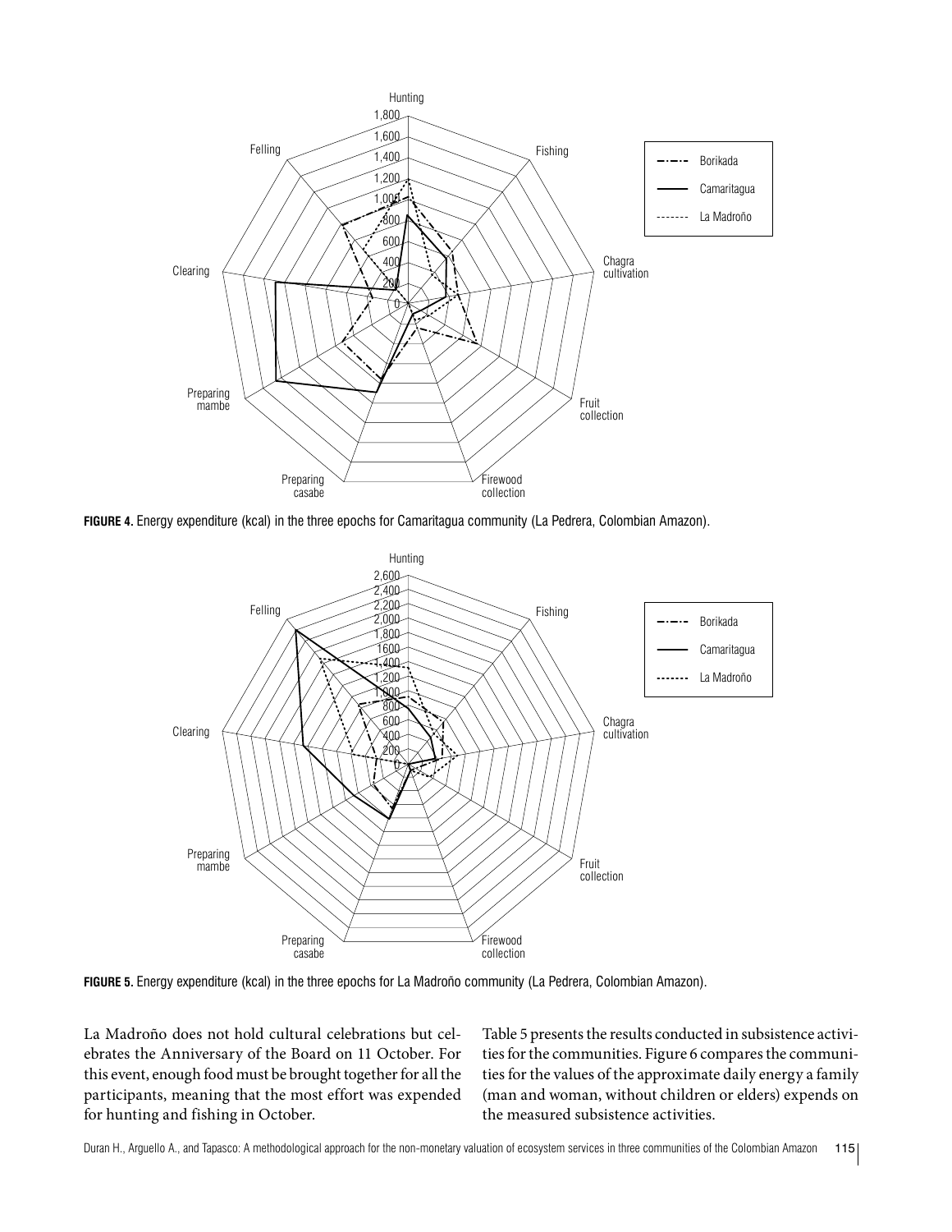**FIGURE 4.** Energy expenditure (kcal) in the three epochs for Camaritagua community (La Pedrera, Colombian Amazon).

**FIGURE 5.** Energy expenditure (kcal) in the three epochs for La Madroño community (La Pedrera, Colombian Amazon).

La Madroño does not hold cultural celebrations but celebrates the Anniversary of the Board on 11 October. For this event, enough food must be brought together for all the participants, meaning that the most effort was expended for hunting and fishing in October.

Table 5 presents the results conducted in subsistence activities for the communities. Figure 6 compares the communities for the values of the approximate daily energy a family (man and woman, without children or elders) expends on the measured subsistence activities.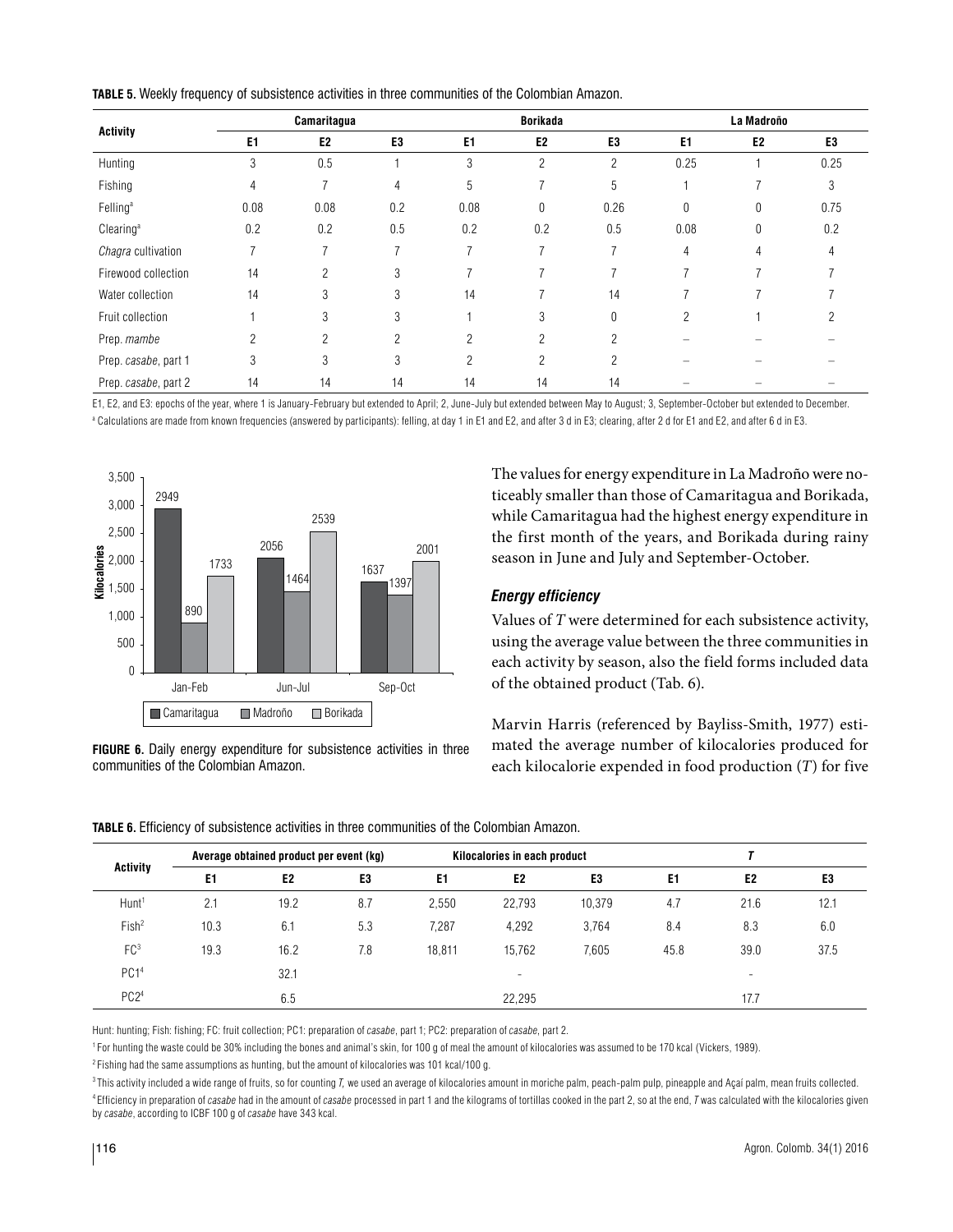**TABLE 5.** Weekly frequency of subsistence activities in three communities of the Colombian Amazon.

| Activity | Camaritagua | | | Borikada | | | La Madroño | | |
|---|---|---|---|---|---|---|---|---|---|
| | E1 | E2 | E3 | E1 | E2 | E3 | E1 | E2 | E3 |
| Hunting | 3 | 0.5 | 1 | 3 | 2 | 2 | 0.25 | 1 | 0.25 |
| Fishing | 4 | 7 | 4 | 5 | 7 | 5 | 1 | 7 | 3 |
| Felling[a] | 0.08 | 0.08 | 0.2 | 0.08 | 0 | 0.26 | 0 | 0 | 0.75 |
| Clearing[a] | 0.2 | 0.2 | 0.5 | 0.2 | 0.2 | 0.5 | 0.08 | 0 | 0.2 |
| *Chagra* cultivation | 7 | 7 | 7 | 7 | 7 | 7 | 4 | 4 | 4 |
| Firewood collection | 14 | 2 | 3 | 7 | 7 | 7 | 7 | 7 | 7 |
| Water collection | 14 | 3 | 3 | 14 | 7 | 14 | 7 | 7 | 7 |
| Fruit collection | 1 | 3 | 3 | 1 | 3 | 0 | 2 | 1 | 2 |
| Prep. *mambe* | 2 | 2 | 2 | 2 | 2 | 2 | – | – | – |
| Prep. *casabe*, part 1 | 3 | 3 | 3 | 2 | 2 | 2 | – | – | – |
| Prep. *casabe*, part 2 | 14 | 14 | 14 | 14 | 14 | 14 | – | – | – |

E1, E2, and E3: epochs of the year, where 1 is January-February but extended to April; 2, June-July but extended between May to August; 3, September-October but extended to December.

[a] Calculations are made from known frequencies (answered by participants): felling, at day 1 in E1 and E2, and after 3 d in E3; clearing, after 2 d for E1 and E2, and after 6 d in E3.

| Kilocalories | Camaritagua | Madroño | Borikada |
|---|---|---|---|
| Jan-Feb | 2949 | 890 | 1733 |
| Jun-Jul | 2056 | 1464 | 2539 |
| Sep-Oct | 1637 | 1397 | 2001 |

**FIGURE 6.** Daily energy expenditure for subsistence activities in three communities of the Colombian Amazon.

The values for energy expenditure in La Madroño were noticeably smaller than those of Camaritagua and Borikada, while Camaritagua had the highest energy expenditure in the first month of the years, and Borikada during rainy season in June and July and September-October.

### *Energy efficiency*

Values of $T$ were determined for each subsistence activity, using the average value between the three communities in each activity by season, also the field forms included data of the obtained product (Tab. 6).

Marvin Harris (referenced by Bayliss-Smith, 1977) estimated the average number of kilocalories produced for each kilocalorie expended in food production ($T$) for five

**TABLE 6.** Efficiency of subsistence activities in three communities of the Colombian Amazon.

| Activity | Average obtained product per event (kg) | | | Kilocalories in each product | | | $T$ | | |
|---|---|---|---|---|---|---|---|---|---|
| | E1 | E2 | E3 | E1 | E2 | E3 | E1 | E2 | E3 |
| Hunt[1] | 2.1 | 19.2 | 8.7 | 2,550 | 22,793 | 10,379 | 4.7 | 21.6 | 12.1 |
| Fish[2] | 10.3 | 6.1 | 5.3 | 7,287 | 4,292 | 3,764 | 8.4 | 8.3 | 6.0 |
| FC[3] | 19.3 | 16.2 | 7.8 | 18,811 | 15,762 | 7,605 | 45.8 | 39.0 | 37.5 |
| PC1[4] | | 32.1 | | | - | | | - | |
| PC2[4] | | 6.5 | | | 22,295 | | | 17.7 | |

Hunt: hunting; Fish: fishing; FC: fruit collection; PC1: preparation of *casabe*, part 1; PC2: preparation of *casabe*, part 2.

[1] For hunting the waste could be 30% including the bones and animal's skin, for 100 g of meal the amount of kilocalories was assumed to be 170 kcal (Vickers, 1989).

[2] Fishing had the same assumptions as hunting, but the amount of kilocalories was 101 kcal/100 g.

[3] This activity included a wide range of fruits, so for counting $T$, we used an average of kilocalories amount in moriche palm, peach-palm pulp, pineapple and Açaí palm, mean fruits collected.

[4] Efficiency in preparation of *casabe* had in the amount of *casabe* processed in part 1 and the kilograms of tortillas cooked in the part 2, so at the end, $T$ was calculated with the kilocalories given by *casabe*, according to ICBF 100 g of *casabe* have 343 kcal.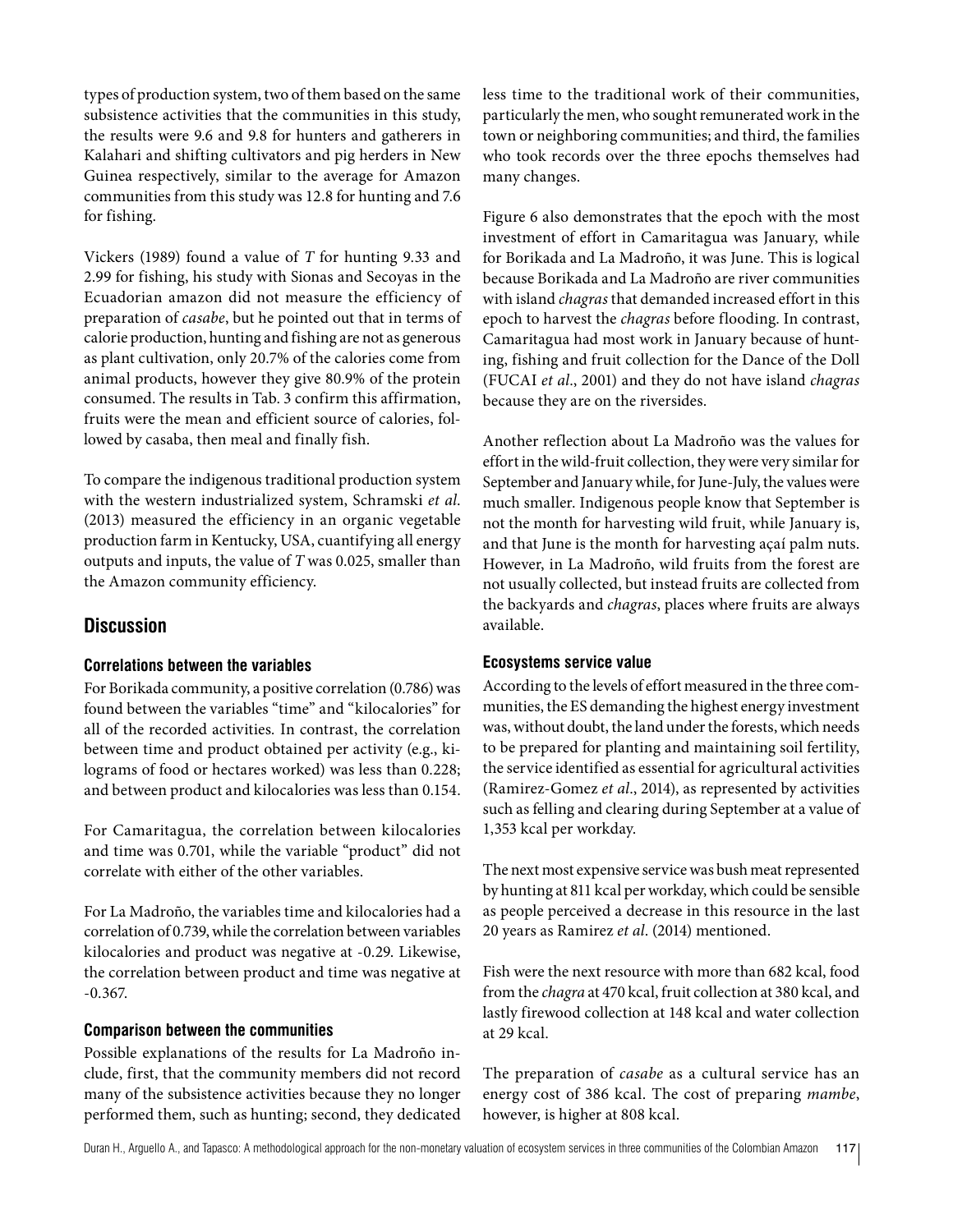types of production system, two of them based on the same subsistence activities that the communities in this study, the results were 9.6 and 9.8 for hunters and gatherers in Kalahari and shifting cultivators and pig herders in New Guinea respectively, similar to the average for Amazon communities from this study was 12.8 for hunting and 7.6 for fishing.

Vickers (1989) found a value of $T$ for hunting 9.33 and 2.99 for fishing, his study with Sionas and Secoyas in the Ecuadorian amazon did not measure the efficiency of preparation of *casabe*, but he pointed out that in terms of calorie production, hunting and fishing are not as generous as plant cultivation, only 20.7% of the calories come from animal products, however they give 80.9% of the protein consumed. The results in Tab. 3 confirm this affirmation, fruits were the mean and efficient source of calories, followed by casaba, then meal and finally fish.

To compare the indigenous traditional production system with the western industrialized system, Schramski *et al.* (2013) measured the efficiency in an organic vegetable production farm in Kentucky, USA, cuantifying all energy outputs and inputs, the value of $T$ was 0.025, smaller than the Amazon community efficiency.

## Discussion

### Correlations between the variables

For Borikada community, a positive correlation (0.786) was found between the variables "time" and "kilocalories" for all of the recorded activities. In contrast, the correlation between time and product obtained per activity (e.g., kilograms of food or hectares worked) was less than 0.228; and between product and kilocalories was less than 0.154.

For Camaritagua, the correlation between kilocalories and time was 0.701, while the variable "product" did not correlate with either of the other variables.

For La Madroño, the variables time and kilocalories had a correlation of 0.739, while the correlation between variables kilocalories and product was negative at -0.29. Likewise, the correlation between product and time was negative at -0.367.

### Comparison between the communities

Possible explanations of the results for La Madroño include, first, that the community members did not record many of the subsistence activities because they no longer performed them, such as hunting; second, they dedicated less time to the traditional work of their communities, particularly the men, who sought remunerated work in the town or neighboring communities; and third, the families who took records over the three epochs themselves had many changes.

Figure 6 also demonstrates that the epoch with the most investment of effort in Camaritagua was January, while for Borikada and La Madroño, it was June. This is logical because Borikada and La Madroño are river communities with island *chagras* that demanded increased effort in this epoch to harvest the *chagras* before flooding. In contrast, Camaritagua had most work in January because of hunting, fishing and fruit collection for the Dance of the Doll (FUCAI *et al.*, 2001) and they do not have island *chagras* because they are on the riversides.

Another reflection about La Madroño was the values for effort in the wild-fruit collection, they were very similar for September and January while, for June-July, the values were much smaller. Indigenous people know that September is not the month for harvesting wild fruit, while January is, and that June is the month for harvesting açaí palm nuts. However, in La Madroño, wild fruits from the forest are not usually collected, but instead fruits are collected from the backyards and *chagras*, places where fruits are always available.

### Ecosystems service value

According to the levels of effort measured in the three communities, the ES demanding the highest energy investment was, without doubt, the land under the forests, which needs to be prepared for planting and maintaining soil fertility, the service identified as essential for agricultural activities (Ramirez-Gomez *et al.*, 2014), as represented by activities such as felling and clearing during September at a value of 1,353 kcal per workday.

The next most expensive service was bush meat represented by hunting at 811 kcal per workday, which could be sensible as people perceived a decrease in this resource in the last 20 years as Ramirez *et al.* (2014) mentioned.

Fish were the next resource with more than 682 kcal, food from the *chagra* at 470 kcal, fruit collection at 380 kcal, and lastly firewood collection at 148 kcal and water collection at 29 kcal.

The preparation of *casabe* as a cultural service has an energy cost of 386 kcal. The cost of preparing *mambe*, however, is higher at 808 kcal.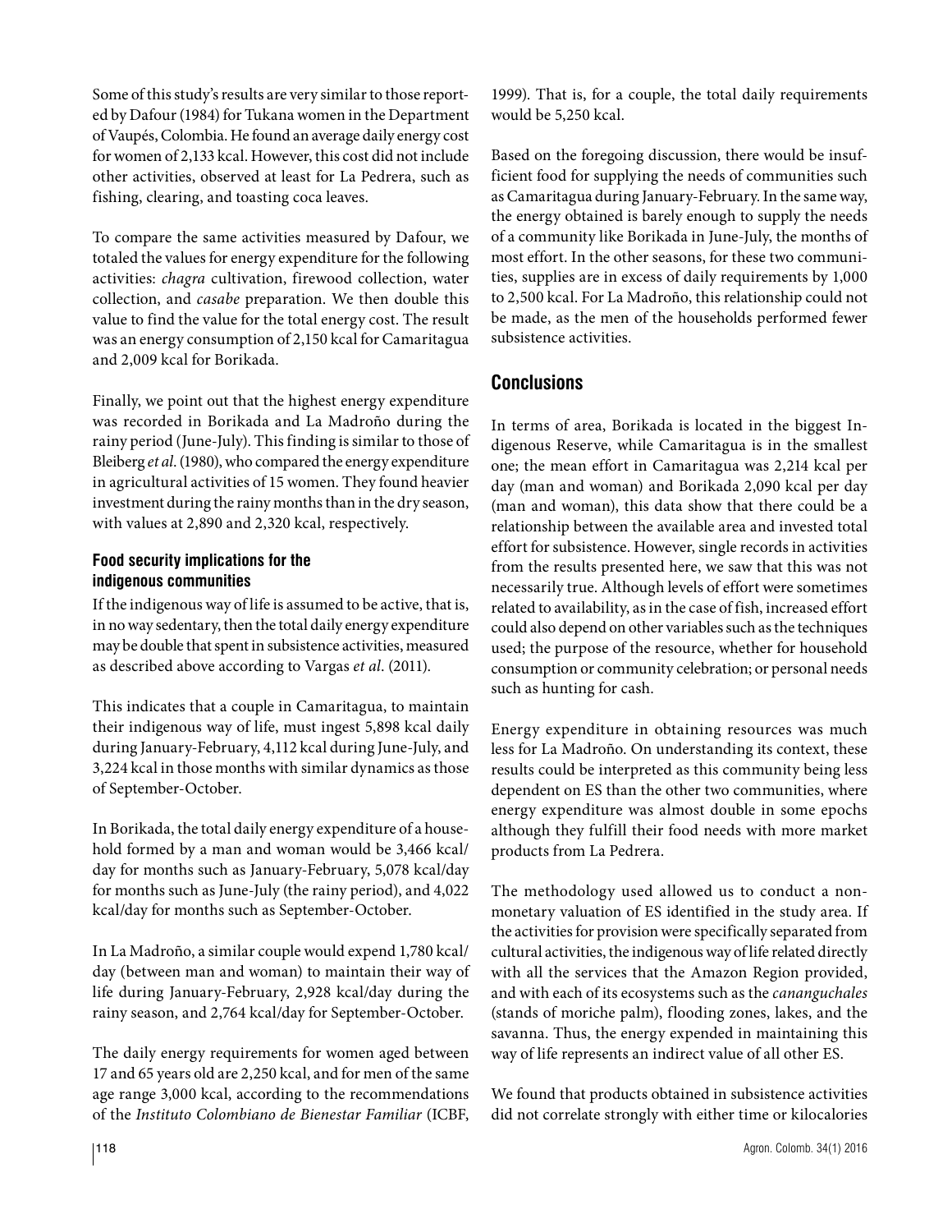Some of this study's results are very similar to those reported by Dafour (1984) for Tukana women in the Department of Vaupés, Colombia. He found an average daily energy cost for women of 2,133 kcal. However, this cost did not include other activities, observed at least for La Pedrera, such as fishing, clearing, and toasting coca leaves.

To compare the same activities measured by Dafour, we totaled the values for energy expenditure for the following activities: *chagra* cultivation, firewood collection, water collection, and *casabe* preparation. We then double this value to find the value for the total energy cost. The result was an energy consumption of 2,150 kcal for Camaritagua and 2,009 kcal for Borikada.

Finally, we point out that the highest energy expenditure was recorded in Borikada and La Madroño during the rainy period (June-July). This finding is similar to those of Bleiberg *et al*. (1980), who compared the energy expenditure in agricultural activities of 15 women. They found heavier investment during the rainy months than in the dry season, with values at 2,890 and 2,320 kcal, respectively.

### Food security implications for the indigenous communities

If the indigenous way of life is assumed to be active, that is, in no way sedentary, then the total daily energy expenditure may be double that spent in subsistence activities, measured as described above according to Vargas *et al*. (2011).

This indicates that a couple in Camaritagua, to maintain their indigenous way of life, must ingest 5,898 kcal daily during January-February, 4,112 kcal during June-July, and 3,224 kcal in those months with similar dynamics as those of September-October.

In Borikada, the total daily energy expenditure of a household formed by a man and woman would be 3,466 kcal/day for months such as January-February, 5,078 kcal/day for months such as June-July (the rainy period), and 4,022 kcal/day for months such as September-October.

In La Madroño, a similar couple would expend 1,780 kcal/day (between man and woman) to maintain their way of life during January-February, 2,928 kcal/day during the rainy season, and 2,764 kcal/day for September-October.

The daily energy requirements for women aged between 17 and 65 years old are 2,250 kcal, and for men of the same age range 3,000 kcal, according to the recommendations of the *Instituto Colombiano de Bienestar Familiar* (ICBF, 1999). That is, for a couple, the total daily requirements would be 5,250 kcal.

Based on the foregoing discussion, there would be insufficient food for supplying the needs of communities such as Camaritagua during January-February. In the same way, the energy obtained is barely enough to supply the needs of a community like Borikada in June-July, the months of most effort. In the other seasons, for these two communities, supplies are in excess of daily requirements by 1,000 to 2,500 kcal. For La Madroño, this relationship could not be made, as the men of the households performed fewer subsistence activities.

## Conclusions

In terms of area, Borikada is located in the biggest Indigenous Reserve, while Camaritagua is in the smallest one; the mean effort in Camaritagua was 2,214 kcal per day (man and woman) and Borikada 2,090 kcal per day (man and woman), this data show that there could be a relationship between the available area and invested total effort for subsistence. However, single records in activities from the results presented here, we saw that this was not necessarily true. Although levels of effort were sometimes related to availability, as in the case of fish, increased effort could also depend on other variables such as the techniques used; the purpose of the resource, whether for household consumption or community celebration; or personal needs such as hunting for cash.

Energy expenditure in obtaining resources was much less for La Madroño. On understanding its context, these results could be interpreted as this community being less dependent on ES than the other two communities, where energy expenditure was almost double in some epochs although they fulfill their food needs with more market products from La Pedrera.

The methodology used allowed us to conduct a non-monetary valuation of ES identified in the study area. If the activities for provision were specifically separated from cultural activities, the indigenous way of life related directly with all the services that the Amazon Region provided, and with each of its ecosystems such as the *cananguchales* (stands of moriche palm), flooding zones, lakes, and the savanna. Thus, the energy expended in maintaining this way of life represents an indirect value of all other ES.

We found that products obtained in subsistence activities did not correlate strongly with either time or kilocalories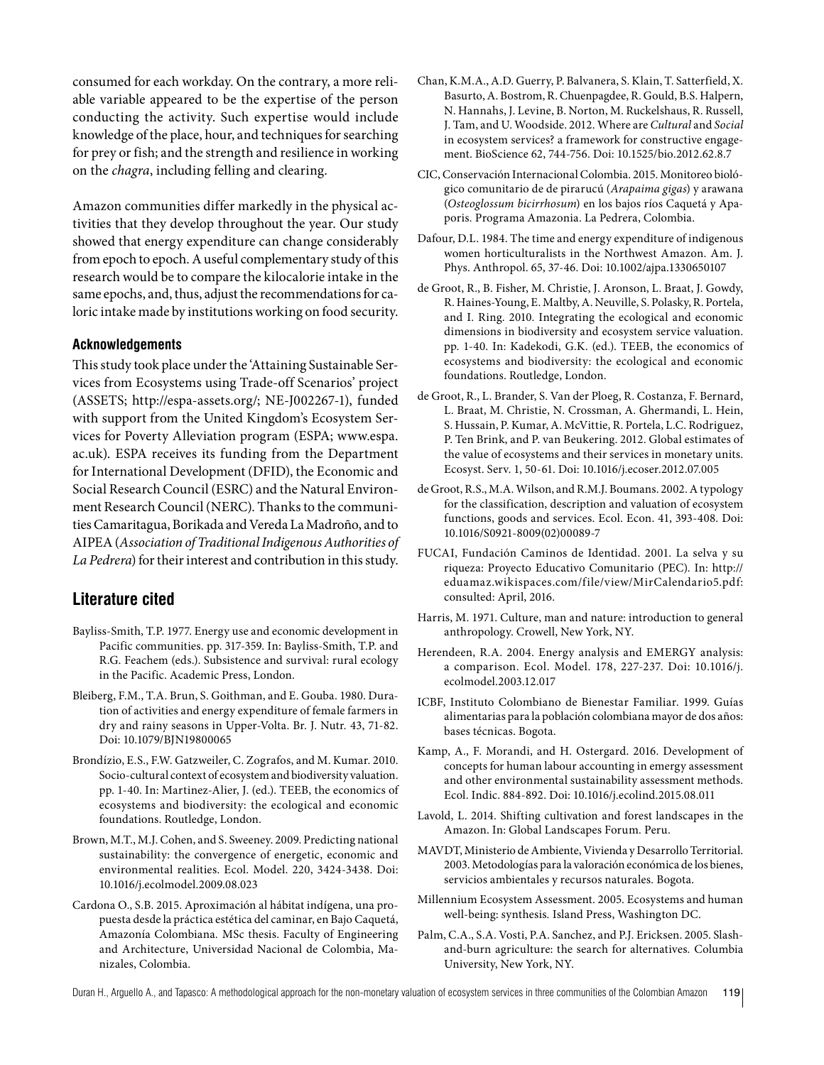consumed for each workday. On the contrary, a more reliable variable appeared to be the expertise of the person conducting the activity. Such expertise would include knowledge of the place, hour, and techniques for searching for prey or fish; and the strength and resilience in working on the *chagra*, including felling and clearing.

Amazon communities differ markedly in the physical activities that they develop throughout the year. Our study showed that energy expenditure can change considerably from epoch to epoch. A useful complementary study of this research would be to compare the kilocalorie intake in the same epochs, and, thus, adjust the recommendations for caloric intake made by institutions working on food security.

### Acknowledgements

This study took place under the 'Attaining Sustainable Services from Ecosystems using Trade-off Scenarios' project (ASSETS; http://espa-assets.org/; NE-J002267-1), funded with support from the United Kingdom's Ecosystem Services for Poverty Alleviation program (ESPA; www.espa.ac.uk). ESPA receives its funding from the Department for International Development (DFID), the Economic and Social Research Council (ESRC) and the Natural Environment Research Council (NERC). Thanks to the communities Camaritagua, Borikada and Vereda La Madroño, and to AIPEA (*Association of Traditional Indigenous Authorities of La Pedrera*) for their interest and contribution in this study.

## Literature cited

Bayliss-Smith, T.P. 1977. Energy use and economic development in Pacific communities. pp. 317-359. In: Bayliss-Smith, T.P. and R.G. Feachem (eds.). Subsistence and survival: rural ecology in the Pacific. Academic Press, London.

Bleiberg, F.M., T.A. Brun, S. Goithman, and E. Gouba. 1980. Duration of activities and energy expenditure of female farmers in dry and rainy seasons in Upper-Volta. Br. J. Nutr. 43, 71-82. Doi: 10.1079/BJN19800065

Brondízio, E.S., F.W. Gatzweiler, C. Zografos, and M. Kumar. 2010. Socio-cultural context of ecosystem and biodiversity valuation. pp. 1-40. In: Martinez-Alier, J. (ed.). TEEB, the economics of ecosystems and biodiversity: the ecological and economic foundations. Routledge, London.

Brown, M.T., M.J. Cohen, and S. Sweeney. 2009. Predicting national sustainability: the convergence of energetic, economic and environmental realities. Ecol. Model. 220, 3424-3438. Doi: 10.1016/j.ecolmodel.2009.08.023

Cardona O., S.B. 2015. Aproximación al hábitat indígena, una propuesta desde la práctica estética del caminar, en Bajo Caquetá, Amazonía Colombiana. MSc thesis. Faculty of Engineering and Architecture, Universidad Nacional de Colombia, Manizales, Colombia.

Chan, K.M.A., A.D. Guerry, P. Balvanera, S. Klain, T. Satterfield, X. Basurto, A. Bostrom, R. Chuenpagdee, R. Gould, B.S. Halpern, N. Hannahs, J. Levine, B. Norton, M. Ruckelshaus, R. Russell, J. Tam, and U. Woodside. 2012. Where are *Cultural* and *Social* in ecosystem services? a framework for constructive engagement. BioScience 62, 744-756. Doi: 10.1525/bio.2012.62.8.7

CIC, Conservación Internacional Colombia. 2015. Monitoreo biológico comunitario de de pirarucú (*Arapaima gigas*) y arawana (*Osteoglossum bicirrhosum*) en los bajos ríos Caquetá y Apaporis. Programa Amazonia. La Pedrera, Colombia.

Dafour, D.L. 1984. The time and energy expenditure of indigenous women horticulturalists in the Northwest Amazon. Am. J. Phys. Anthropol. 65, 37-46. Doi: 10.1002/ajpa.1330650107

de Groot, R., B. Fisher, M. Christie, J. Aronson, L. Braat, J. Gowdy, R. Haines-Young, E. Maltby, A. Neuville, S. Polasky, R. Portela, and I. Ring. 2010. Integrating the ecological and economic dimensions in biodiversity and ecosystem service valuation. pp. 1-40. In: Kadekodi, G.K. (ed.). TEEB, the economics of ecosystems and biodiversity: the ecological and economic foundations. Routledge, London.

de Groot, R., L. Brander, S. Van der Ploeg, R. Costanza, F. Bernard, L. Braat, M. Christie, N. Crossman, A. Ghermandi, L. Hein, S. Hussain, P. Kumar, A. McVittie, R. Portela, L.C. Rodriguez, P. Ten Brink, and P. van Beukering. 2012. Global estimates of the value of ecosystems and their services in monetary units. Ecosyst. Serv. 1, 50-61. Doi: 10.1016/j.ecoser.2012.07.005

de Groot, R.S., M.A. Wilson, and R.M.J. Boumans. 2002. A typology for the classification, description and valuation of ecosystem functions, goods and services. Ecol. Econ. 41, 393-408. Doi: 10.1016/S0921-8009(02)00089-7

FUCAI, Fundación Caminos de Identidad. 2001. La selva y su riqueza: Proyecto Educativo Comunitario (PEC). In: http://eduamaz.wikispaces.com/file/view/MirCalendario5.pdf: consulted: April, 2016.

Harris, M. 1971. Culture, man and nature: introduction to general anthropology. Crowell, New York, NY.

Herendeen, R.A. 2004. Energy analysis and EMERGY analysis: a comparison. Ecol. Model. 178, 227-237. Doi: 10.1016/j.ecolmodel.2003.12.017

ICBF, Instituto Colombiano de Bienestar Familiar. 1999. Guías alimentarias para la población colombiana mayor de dos años: bases técnicas. Bogota.

Kamp, A., F. Morandi, and H. Ostergard. 2016. Development of concepts for human labour accounting in emergy assessment and other environmental sustainability assessment methods. Ecol. Indic. 884-892. Doi: 10.1016/j.ecolind.2015.08.011

Lavold, L. 2014. Shifting cultivation and forest landscapes in the Amazon. In: Global Landscapes Forum. Peru.

MAVDT, Ministerio de Ambiente, Vivienda y Desarrollo Territorial. 2003. Metodologías para la valoración económica de los bienes, servicios ambientales y recursos naturales. Bogota.

Millennium Ecosystem Assessment. 2005. Ecosystems and human well-being: synthesis. Island Press, Washington DC.

Palm, C.A., S.A. Vosti, P.A. Sanchez, and P.J. Ericksen. 2005. Slash-and-burn agriculture: the search for alternatives. Columbia University, New York, NY.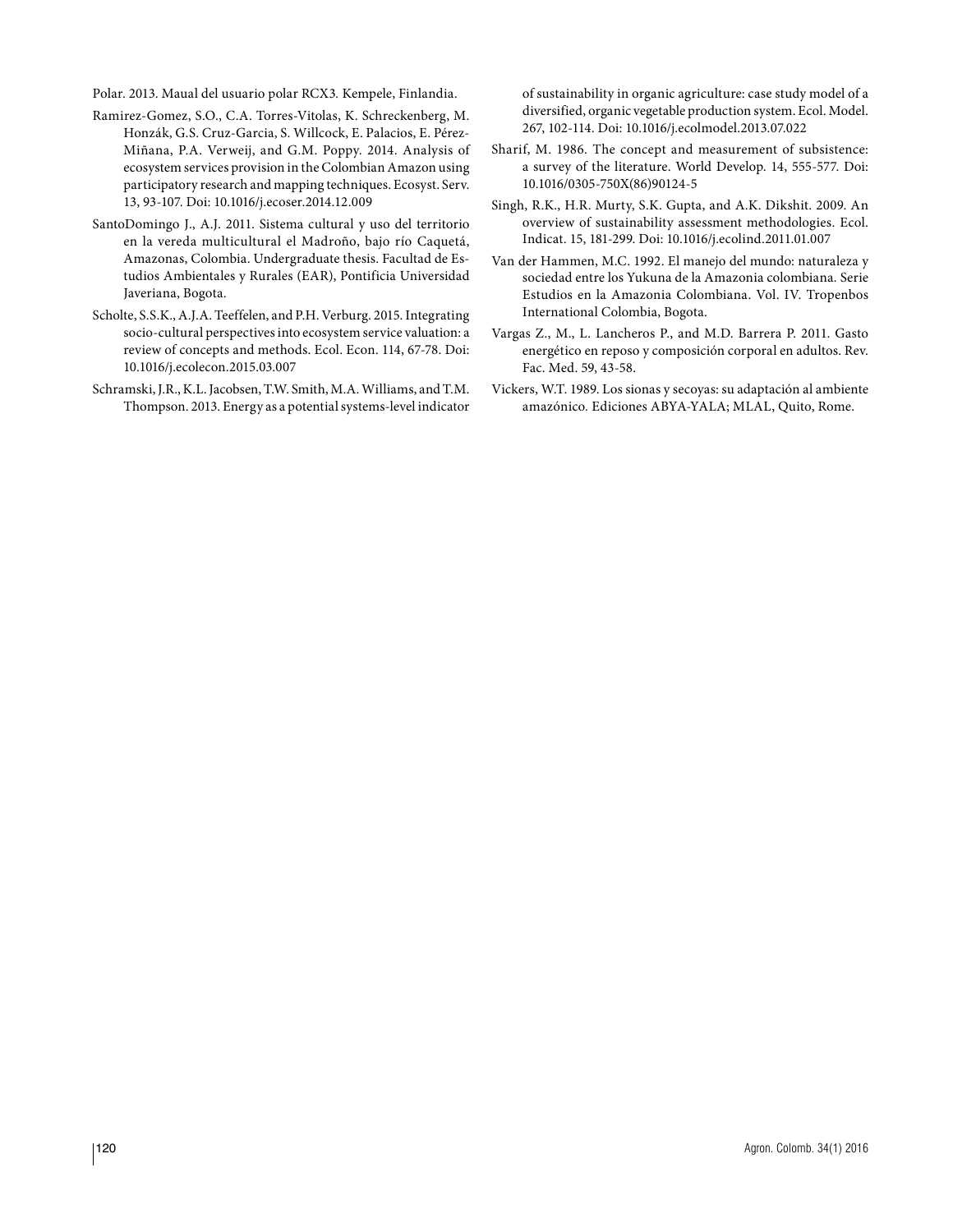Polar. 2013. Maual del usuario polar RCX3. Kempele, Finlandia.

Ramirez-Gomez, S.O., C.A. Torres-Vitolas, K. Schreckenberg, M. Honzák, G.S. Cruz-Garcia, S. Willcock, E. Palacios, E. Pérez-Miñana, P.A. Verweij, and G.M. Poppy. 2014. Analysis of ecosystem services provision in the Colombian Amazon using participatory research and mapping techniques. Ecosyst. Serv. 13, 93-107. Doi: 10.1016/j.ecoser.2014.12.009

SantoDomingo J., A.J. 2011. Sistema cultural y uso del territorio en la vereda multicultural el Madroño, bajo río Caquetá, Amazonas, Colombia. Undergraduate thesis. Facultad de Estudios Ambientales y Rurales (EAR), Pontificia Universidad Javeriana, Bogota.

Scholte, S.S.K., A.J.A. Teeffelen, and P.H. Verburg. 2015. Integrating socio-cultural perspectives into ecosystem service valuation: a review of concepts and methods. Ecol. Econ. 114, 67-78. Doi: 10.1016/j.ecolecon.2015.03.007

Schramski, J.R., K.L. Jacobsen, T.W. Smith, M.A. Williams, and T.M. Thompson. 2013. Energy as a potential systems-level indicator of sustainability in organic agriculture: case study model of a diversified, organic vegetable production system. Ecol. Model. 267, 102-114. Doi: 10.1016/j.ecolmodel.2013.07.022

Sharif, M. 1986. The concept and measurement of subsistence: a survey of the literature. World Develop. 14, 555-577. Doi: 10.1016/0305-750X(86)90124-5

Singh, R.K., H.R. Murty, S.K. Gupta, and A.K. Dikshit. 2009. An overview of sustainability assessment methodologies. Ecol. Indicat. 15, 181-299. Doi: 10.1016/j.ecolind.2011.01.007

Van der Hammen, M.C. 1992. El manejo del mundo: naturaleza y sociedad entre los Yukuna de la Amazonia colombiana. Serie Estudios en la Amazonia Colombiana. Vol. IV. Tropenbos International Colombia, Bogota.

Vargas Z., M., L. Lancheros P., and M.D. Barrera P. 2011. Gasto energético en reposo y composición corporal en adultos. Rev. Fac. Med. 59, 43-58.

Vickers, W.T. 1989. Los sionas y secoyas: su adaptación al ambiente amazónico. Ediciones ABYA-YALA; MLAL, Quito, Rome.